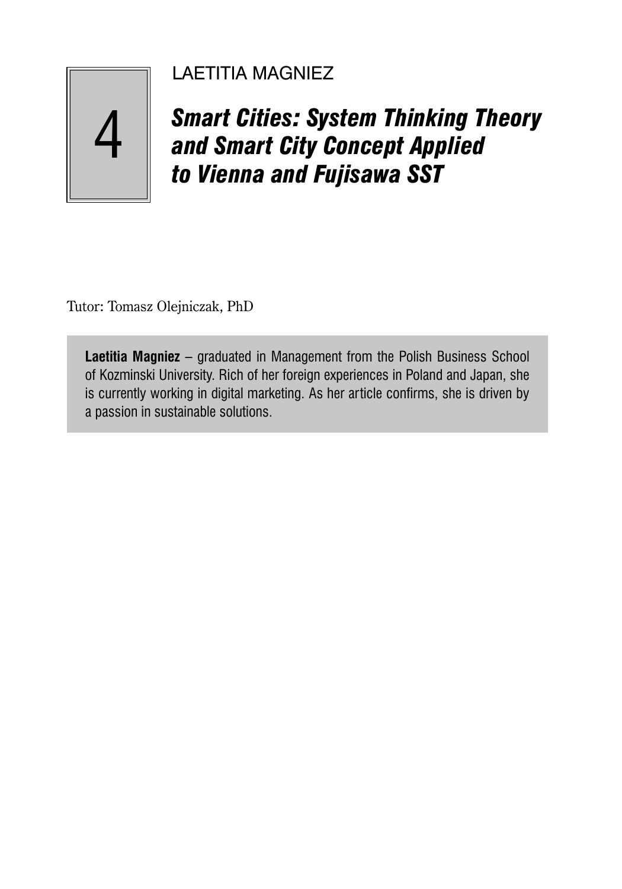4

LAETITIA MAGNIEZ

# *Smart Cities: System Thinking Theory and Smart City Concept Applied to Vienna and Fujisawa SST*

Tutor: Tomasz Olejniczak, PhD

**Laetitia Magniez** – graduated in Management from the Polish Business School of Kozminski University. Rich of her foreign experiences in Poland and Japan, she is currently working in digital marketing. As her article confirms, she is driven by a passion in sustainable solutions.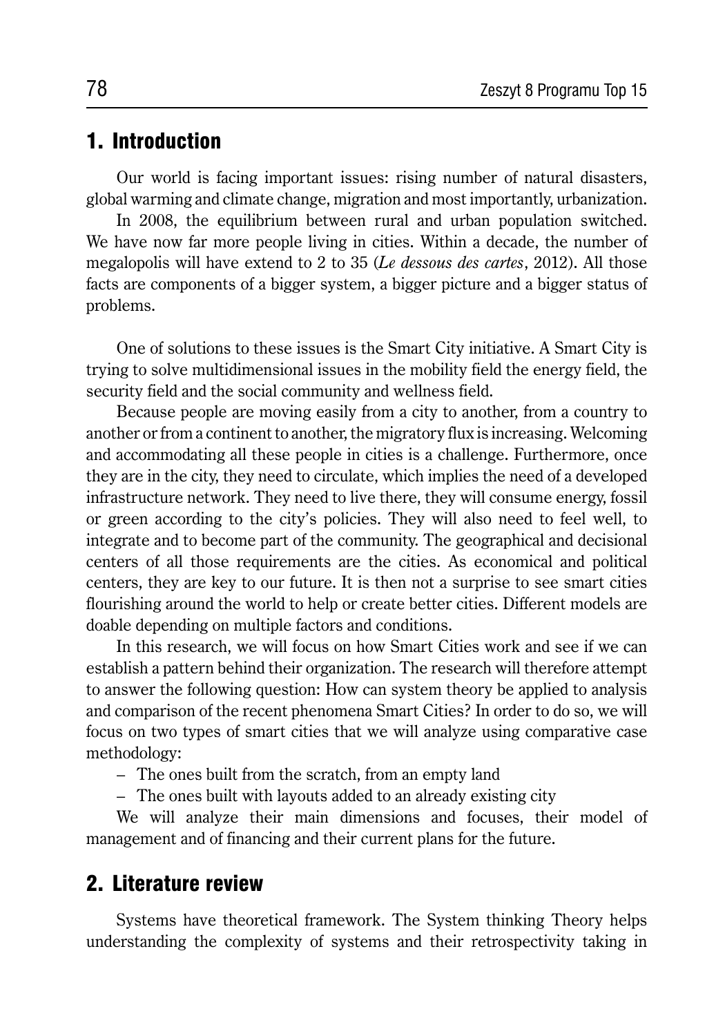## 1. Introduction

Our world is facing important issues: rising number of natural disasters, global warming and climate change, migration and most importantly, urbanization.

In 2008, the equilibrium between rural and urban population switched. We have now far more people living in cities. Within a decade, the number of megalopolis will have extend to 2 to 35 (*Le dessous des cartes*, 2012). All those facts are components of a bigger system, a bigger picture and a bigger status of problems.

One of solutions to these issues is the Smart City initiative. A Smart City is trying to solve multidimensional issues in the mobility field the energy field, the security field and the social community and wellness field.

Because people are moving easily from a city to another, from a country to another or from a continent to another, the migratory flux is increasing. Welcoming and accommodating all these people in cities is a challenge. Furthermore, once they are in the city, they need to circulate, which implies the need of a developed infrastructure network. They need to live there, they will consume energy, fossil or green according to the city's policies. They will also need to feel well, to integrate and to become part of the community. The geographical and decisional centers of all those requirements are the cities. As economical and political centers, they are key to our future. It is then not a surprise to see smart cities flourishing around the world to help or create better cities. Different models are doable depending on multiple factors and conditions.

In this research, we will focus on how Smart Cities work and see if we can establish a pattern behind their organization. The research will therefore attempt to answer the following question: How can system theory be applied to analysis and comparison of the recent phenomena Smart Cities? In order to do so, we will focus on two types of smart cities that we will analyze using comparative case methodology:

- The ones built from the scratch, from an empty land
- The ones built with layouts added to an already existing city

We will analyze their main dimensions and focuses, their model of management and of financing and their current plans for the future.

## 2. Literature review

Systems have theoretical framework. The System thinking Theory helps understanding the complexity of systems and their retrospectivity taking in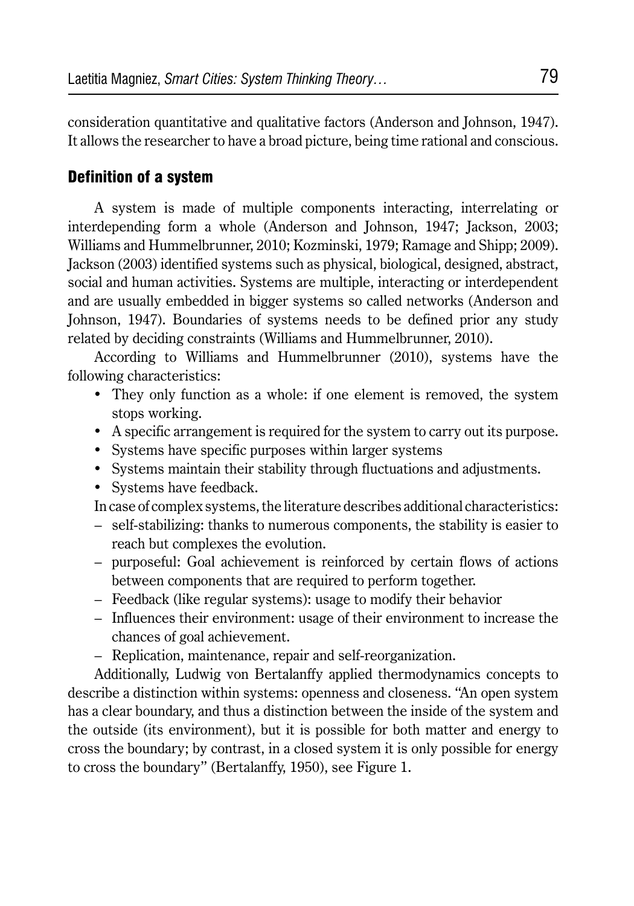consideration quantitative and qualitative factors (Anderson and Johnson, 1947). It allows the researcher to have a broad picture, being time rational and conscious.

## Definition of a system

A system is made of multiple components interacting, interrelating or interdepending form a whole (Anderson and Johnson, 1947; Jackson, 2003; Williams and Hummelbrunner, 2010; Kozminski, 1979; Ramage and Shipp; 2009). Jackson (2003) identified systems such as physical, biological, designed, abstract, social and human activities. Systems are multiple, interacting or interdependent and are usually embedded in bigger systems so called networks (Anderson and Johnson, 1947). Boundaries of systems needs to be defined prior any study related by deciding constraints (Williams and Hummelbrunner, 2010).

According to Williams and Hummelbrunner (2010), systems have the following characteristics:

- They only function as a whole: if one element is removed, the system stops working.
- A specific arrangement is required for the system to carry out its purpose.
- Systems have specific purposes within larger systems
- Systems maintain their stability through fluctuations and adjustments.
- Systems have feedback.

In case of complex systems, the literature describes additional characteristics:

- self-stabilizing: thanks to numerous components, the stability is easier to reach but complexes the evolution.
- purposeful: Goal achievement is reinforced by certain flows of actions between components that are required to perform together.
- Feedback (like regular systems): usage to modify their behavior
- Influences their environment: usage of their environment to increase the chances of goal achievement.
- Replication, maintenance, repair and self-reorganization.

Additionally, Ludwig von Bertalanffy applied thermodynamics concepts to describe a distinction within systems: openness and closeness. "An open system has a clear boundary, and thus a distinction between the inside of the system and the outside (its environment), but it is possible for both matter and energy to cross the boundary; by contrast, in a closed system it is only possible for energy to cross the boundary" (Bertalanffy, 1950), see Figure 1.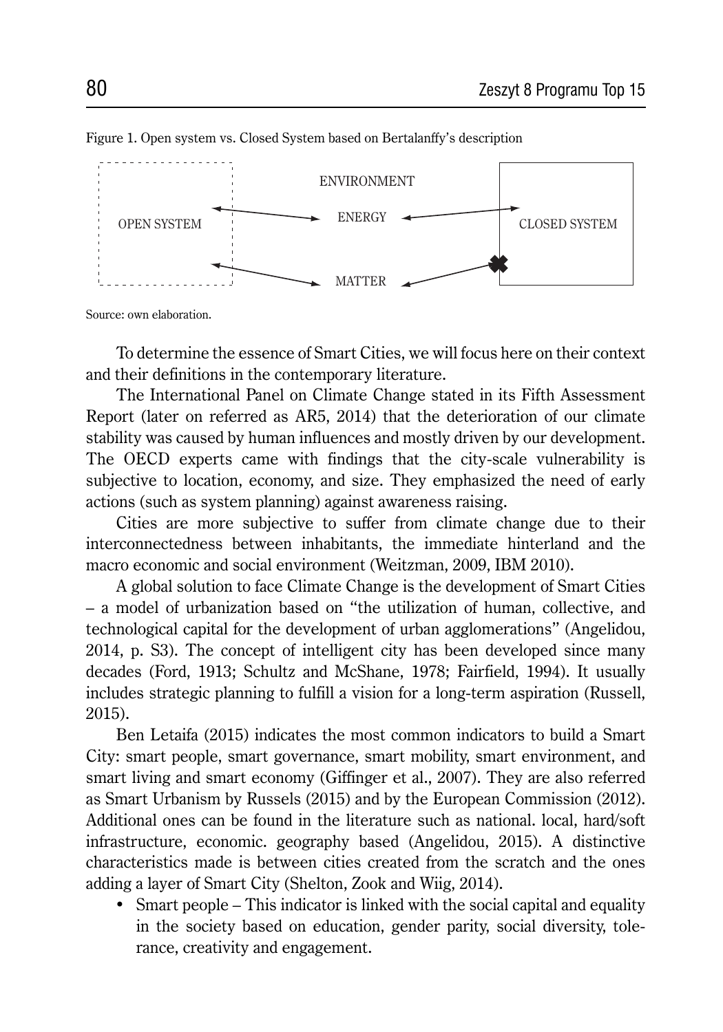Figure 1. Open system vs. Closed System based on Bertalanffy's description

Source: own elaboration.

To determine the essence of Smart Cities, we will focus here on their context and their definitions in the contemporary literature.

The International Panel on Climate Change stated in its Fifth Assessment Report (later on referred as AR5, 2014) that the deterioration of our climate stability was caused by human influences and mostly driven by our development. The OECD experts came with findings that the city-scale vulnerability is subjective to location, economy, and size. They emphasized the need of early actions (such as system planning) against awareness raising.

Cities are more subjective to suffer from climate change due to their interconnectedness between inhabitants, the immediate hinterland and the macro economic and social environment (Weitzman, 2009, IBM 2010).

A global solution to face Climate Change is the development of Smart Cities – a model of urbanization based on "the utilization of human, collective, and technological capital for the development of urban agglomerations" (Angelidou, 2014, p. S3). The concept of intelligent city has been developed since many decades (Ford, 1913; Schultz and McShane, 1978; Fairfield, 1994). It usually includes strategic planning to fulfill a vision for a long-term aspiration (Russell, 2015).

Ben Letaifa (2015) indicates the most common indicators to build a Smart City: smart people, smart governance, smart mobility, smart environment, and smart living and smart economy (Giffinger et al., 2007). They are also referred as Smart Urbanism by Russels (2015) and by the European Commission (2012). Additional ones can be found in the literature such as national. local, hard/soft infrastructure, economic. geography based (Angelidou, 2015). A distinctive characteristics made is between cities created from the scratch and the ones adding a layer of Smart City (Shelton, Zook and Wiig, 2014).

- Smart people – This indicator is linked with the social capital and equality in the society based on education, gender parity, social diversity, tolerance, creativity and engagement.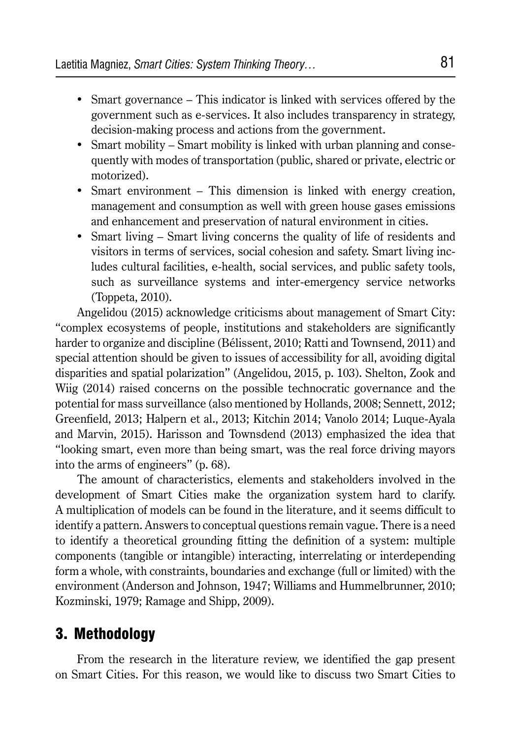- Smart governance – This indicator is linked with services offered by the government such as e-services. It also includes transparency in strategy, decision-making process and actions from the government.
- Smart mobility – Smart mobility is linked with urban planning and consequently with modes of transportation (public, shared or private, electric or motorized).
- Smart environment – This dimension is linked with energy creation, management and consumption as well with green house gases emissions and enhancement and preservation of natural environment in cities.
- Smart living – Smart living concerns the quality of life of residents and visitors in terms of services, social cohesion and safety. Smart living includes cultural facilities, e-health, social services, and public safety tools, such as surveillance systems and inter-emergency service networks (Toppeta, 2010).

Angelidou (2015) acknowledge criticisms about management of Smart City: "complex ecosystems of people, institutions and stakeholders are significantly harder to organize and discipline (Bélissent, 2010; Ratti and Townsend, 2011) and special attention should be given to issues of accessibility for all, avoiding digital disparities and spatial polarization" (Angelidou, 2015, p. 103). Shelton, Zook and Wiig (2014) raised concerns on the possible technocratic governance and the potential for mass surveillance (also mentioned by Hollands, 2008; Sennett, 2012; Greenfield, 2013; Halpern et al., 2013; Kitchin 2014; Vanolo 2014; Luque-Ayala and Marvin, 2015). Harisson and Townsdend (2013) emphasized the idea that "looking smart, even more than being smart, was the real force driving mayors into the arms of engineers" (p. 68).

The amount of characteristics, elements and stakeholders involved in the development of Smart Cities make the organization system hard to clarify. A multiplication of models can be found in the literature, and it seems difficult to identify a pattern. Answers to conceptual questions remain vague. There is a need to identify a theoretical grounding fitting the definition of a system: multiple components (tangible or intangible) interacting, interrelating or interdepending form a whole, with constraints, boundaries and exchange (full or limited) with the environment (Anderson and Johnson, 1947; Williams and Hummelbrunner, 2010; Kozminski, 1979; Ramage and Shipp, 2009).

## 3. Methodology

From the research in the literature review, we identified the gap present on Smart Cities. For this reason, we would like to discuss two Smart Cities to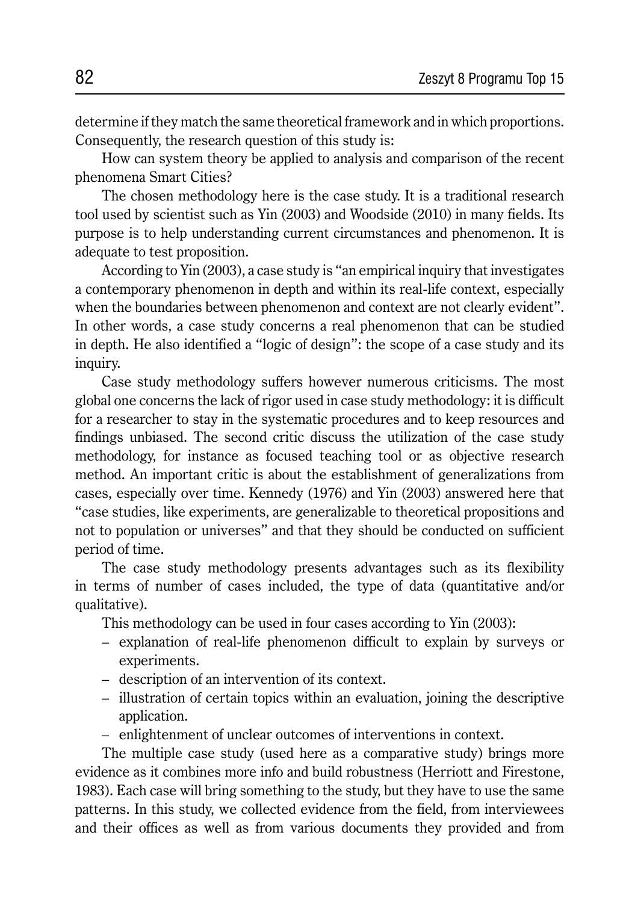determine if they match the same theoretical framework and in which proportions. Consequently, the research question of this study is:

How can system theory be applied to analysis and comparison of the recent phenomena Smart Cities?

The chosen methodology here is the case study. It is a traditional research tool used by scientist such as Yin (2003) and Woodside (2010) in many fields. Its purpose is to help understanding current circumstances and phenomenon. It is adequate to test proposition.

According to Yin (2003), a case study is "an empirical inquiry that investigates a contemporary phenomenon in depth and within its real-life context, especially when the boundaries between phenomenon and context are not clearly evident". In other words, a case study concerns a real phenomenon that can be studied in depth. He also identified a "logic of design": the scope of a case study and its inquiry.

Case study methodology suffers however numerous criticisms. The most global one concerns the lack of rigor used in case study methodology: it is difficult for a researcher to stay in the systematic procedures and to keep resources and findings unbiased. The second critic discuss the utilization of the case study methodology, for instance as focused teaching tool or as objective research method. An important critic is about the establishment of generalizations from cases, especially over time. Kennedy (1976) and Yin (2003) answered here that "case studies, like experiments, are generalizable to theoretical propositions and not to population or universes" and that they should be conducted on sufficient period of time.

The case study methodology presents advantages such as its flexibility in terms of number of cases included, the type of data (quantitative and/or qualitative).

This methodology can be used in four cases according to Yin (2003):

- explanation of real-life phenomenon difficult to explain by surveys or experiments.
- description of an intervention of its context.
- illustration of certain topics within an evaluation, joining the descriptive application.
- enlightenment of unclear outcomes of interventions in context.

The multiple case study (used here as a comparative study) brings more evidence as it combines more info and build robustness (Herriott and Firestone, 1983). Each case will bring something to the study, but they have to use the same patterns. In this study, we collected evidence from the field, from interviewees and their offices as well as from various documents they provided and from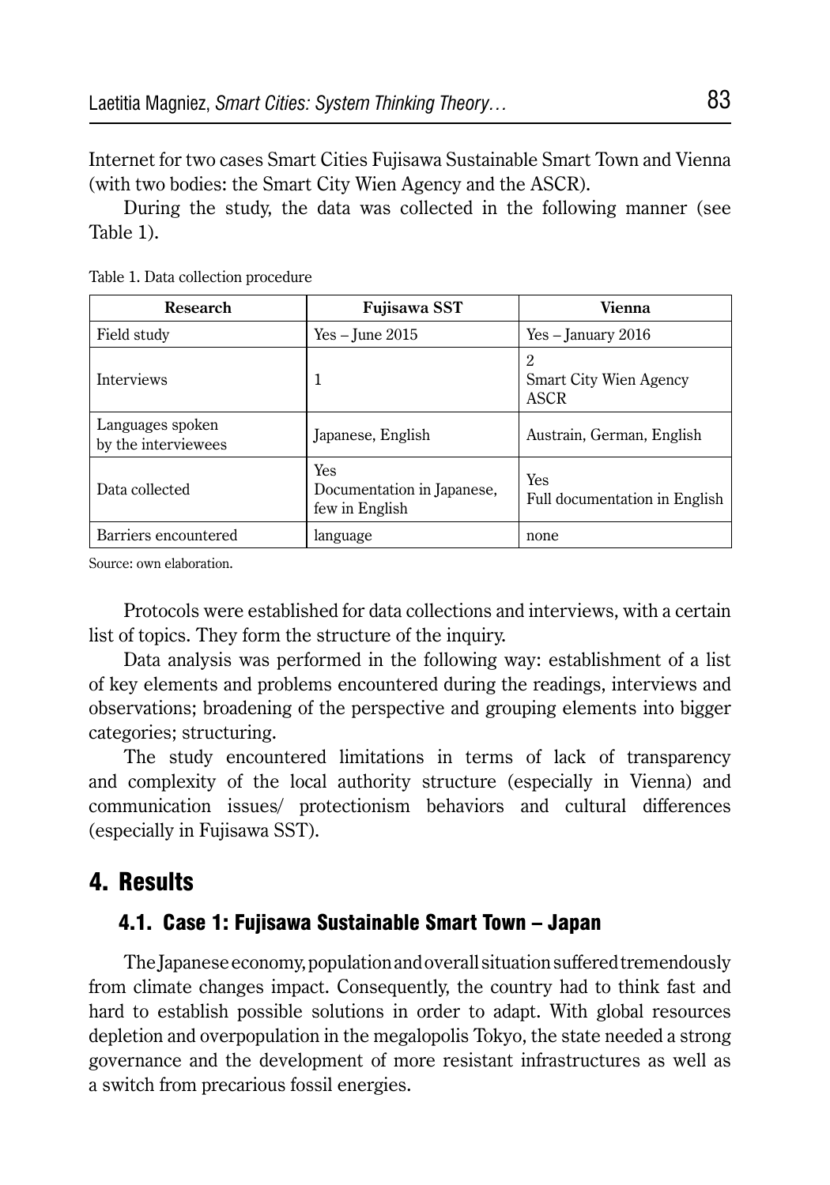Internet for two cases Smart Cities Fujisawa Sustainable Smart Town and Vienna (with two bodies: the Smart City Wien Agency and the ASCR).

During the study, the data was collected in the following manner (see Table 1).

Table 1. Data collection procedure

| Research | Fujisawa SST | Vienna |
|---|---|---|
| Field study | Yes – June 2015 | Yes – January 2016 |
| Interviews | 1 | 2<br>Smart City Wien Agency<br>ASCR |
| Languages spoken by the interviewees | Japanese, English | Austrain, German, English |
| Data collected | Yes<br>Documentation in Japanese, few in English | Yes<br>Full documentation in English |
| Barriers encountered | language | none |

Source: own elaboration.

Protocols were established for data collections and interviews, with a certain list of topics. They form the structure of the inquiry.

Data analysis was performed in the following way: establishment of a list of key elements and problems encountered during the readings, interviews and observations; broadening of the perspective and grouping elements into bigger categories; structuring.

The study encountered limitations in terms of lack of transparency and complexity of the local authority structure (especially in Vienna) and communication issues/ protectionism behaviors and cultural differences (especially in Fujisawa SST).

## 4. Results

### 4.1. Case 1: Fujisawa Sustainable Smart Town – Japan

The Japanese economy, population and overall situation suffered tremendously from climate changes impact. Consequently, the country had to think fast and hard to establish possible solutions in order to adapt. With global resources depletion and overpopulation in the megalopolis Tokyo, the state needed a strong governance and the development of more resistant infrastructures as well as a switch from precarious fossil energies.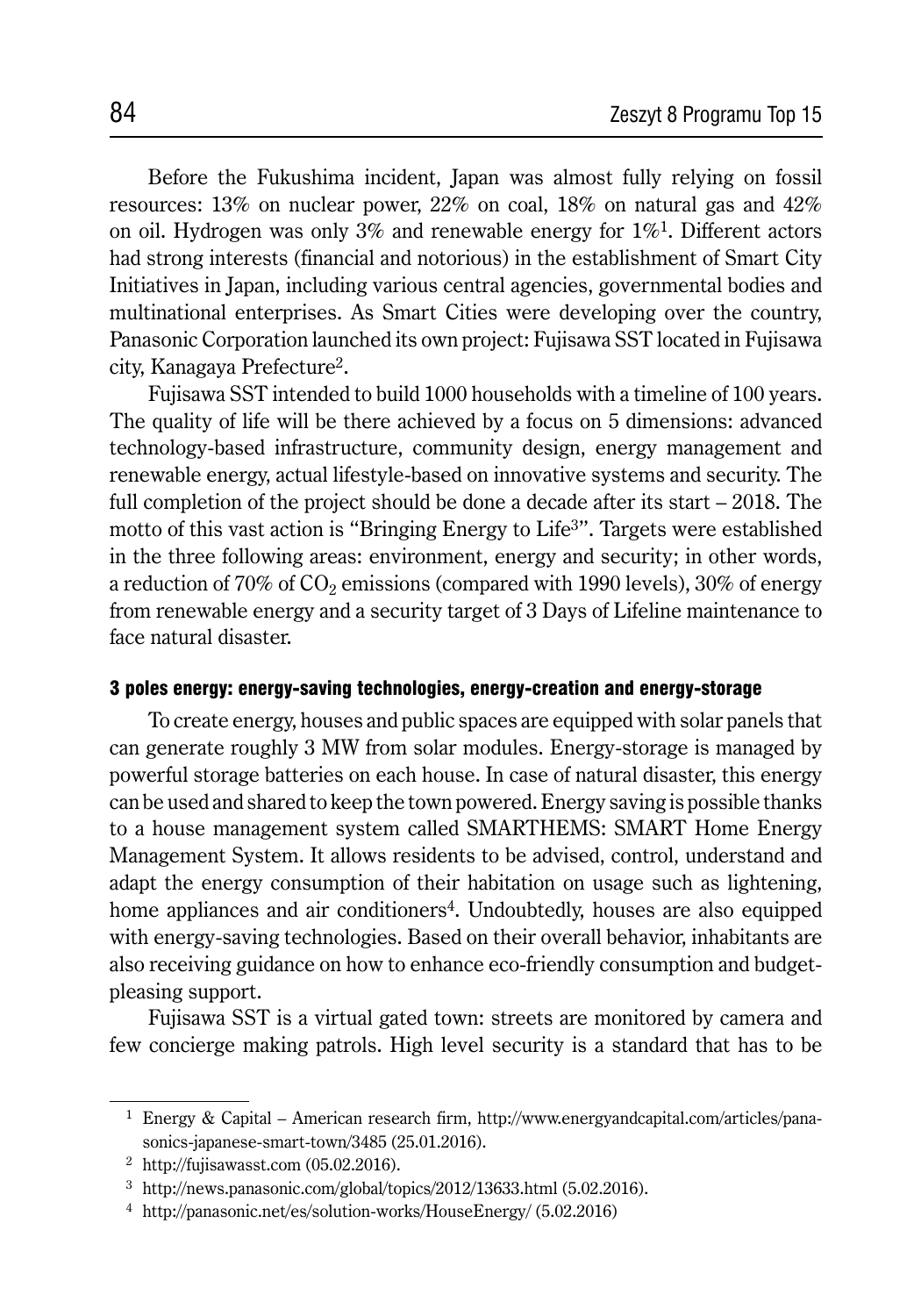Before the Fukushima incident, Japan was almost fully relying on fossil resources: 13% on nuclear power, 22% on coal, 18% on natural gas and 42% on oil. Hydrogen was only 3% and renewable energy for 1%[1]. Different actors had strong interests (financial and notorious) in the establishment of Smart City Initiatives in Japan, including various central agencies, governmental bodies and multinational enterprises. As Smart Cities were developing over the country, Panasonic Corporation launched its own project: Fujisawa SST located in Fujisawa city, Kanagaya Prefecture[2].

Fujisawa SST intended to build 1000 households with a timeline of 100 years. The quality of life will be there achieved by a focus on 5 dimensions: advanced technology-based infrastructure, community design, energy management and renewable energy, actual lifestyle-based on innovative systems and security. The full completion of the project should be done a decade after its start – 2018. The motto of this vast action is "Bringing Energy to Life[3]". Targets were established in the three following areas: environment, energy and security; in other words, a reduction of 70% of $CO_2$ emissions (compared with 1990 levels), 30% of energy from renewable energy and a security target of 3 Days of Lifeline maintenance to face natural disaster.

#### 3 poles energy: energy-saving technologies, energy-creation and energy-storage

To create energy, houses and public spaces are equipped with solar panels that can generate roughly 3 MW from solar modules. Energy-storage is managed by powerful storage batteries on each house. In case of natural disaster, this energy can be used and shared to keep the town powered. Energy saving is possible thanks to a house management system called SMARTHEMS: SMART Home Energy Management System. It allows residents to be advised, control, understand and adapt the energy consumption of their habitation on usage such as lightening, home appliances and air conditioners[4]. Undoubtedly, houses are also equipped with energy-saving technologies. Based on their overall behavior, inhabitants are also receiving guidance on how to enhance eco-friendly consumption and budget-pleasing support.

Fujisawa SST is a virtual gated town: streets are monitored by camera and few concierge making patrols. High level security is a standard that has to be

---

[1] Energy & Capital – American research firm, http://www.energyandcapital.com/articles/panasonics-japanese-smart-town/3485 (25.01.2016).

[2] http://fujisawasst.com (05.02.2016).

[3] http://news.panasonic.com/global/topics/2012/13633.html (5.02.2016).

[4] http://panasonic.net/es/solution-works/HouseEnergy/ (5.02.2016)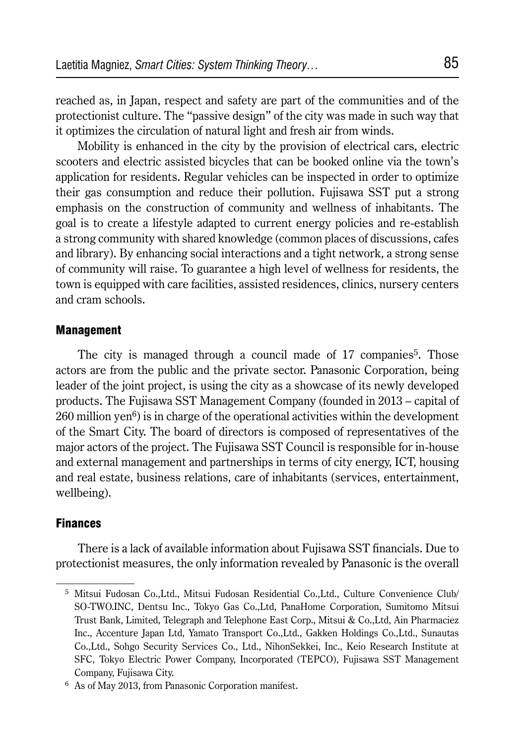reached as, in Japan, respect and safety are part of the communities and of the protectionist culture. The "passive design" of the city was made in such way that it optimizes the circulation of natural light and fresh air from winds.

Mobility is enhanced in the city by the provision of electrical cars, electric scooters and electric assisted bicycles that can be booked online via the town's application for residents. Regular vehicles can be inspected in order to optimize their gas consumption and reduce their pollution. Fujisawa SST put a strong emphasis on the construction of community and wellness of inhabitants. The goal is to create a lifestyle adapted to current energy policies and re-establish a strong community with shared knowledge (common places of discussions, cafes and library). By enhancing social interactions and a tight network, a strong sense of community will raise. To guarantee a high level of wellness for residents, the town is equipped with care facilities, assisted residences, clinics, nursery centers and cram schools.

### Management

The city is managed through a council made of 17 companies[5]. Those actors are from the public and the private sector. Panasonic Corporation, being leader of the joint project, is using the city as a showcase of its newly developed products. The Fujisawa SST Management Company (founded in 2013 – capital of 260 million yen[6]) is in charge of the operational activities within the development of the Smart City. The board of directors is composed of representatives of the major actors of the project. The Fujisawa SST Council is responsible for in-house and external management and partnerships in terms of city energy, ICT, housing and real estate, business relations, care of inhabitants (services, entertainment, wellbeing).

### Finances

There is a lack of available information about Fujisawa SST financials. Due to protectionist measures, the only information revealed by Panasonic is the overall

---

[5] Mitsui Fudosan Co.,Ltd., Mitsui Fudosan Residential Co.,Ltd., Culture Convenience Club/ SO-TWO.INC, Dentsu Inc., Tokyo Gas Co.,Ltd, PanaHome Corporation, Sumitomo Mitsui Trust Bank, Limited, Telegraph and Telephone East Corp., Mitsui & Co.,Ltd, Ain Pharmaciez Inc., Accenture Japan Ltd, Yamato Transport Co.,Ltd., Gakken Holdings Co.,Ltd., Sunautas Co.,Ltd., Sohgo Security Services Co., Ltd., NihonSekkei, Inc., Keio Research Institute at SFC, Tokyo Electric Power Company, Incorporated (TEPCO), Fujisawa SST Management Company, Fujisawa City.

[6] As of May 2013, from Panasonic Corporation manifest.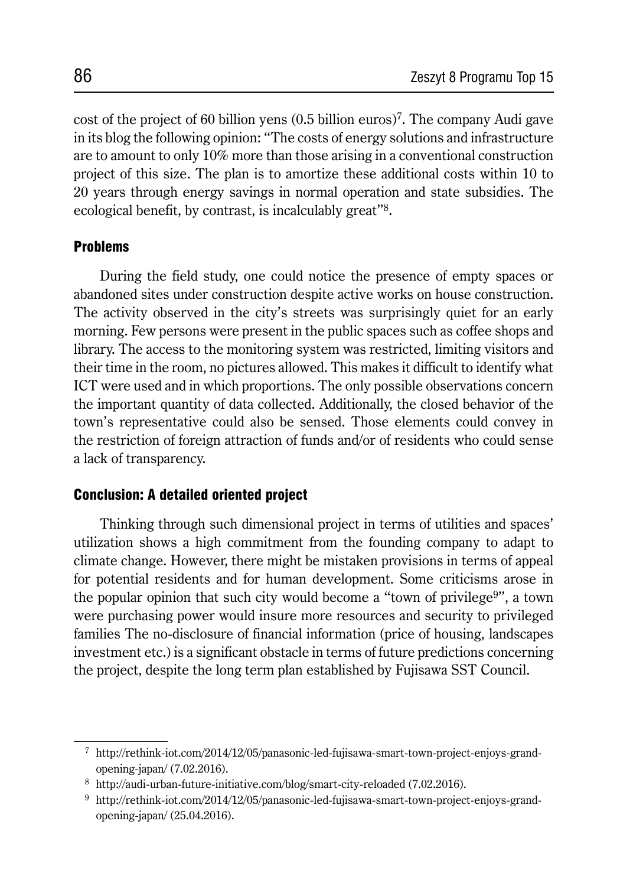cost of the project of 60 billion yens (0.5 billion euros)[7]. The company Audi gave in its blog the following opinion: "The costs of energy solutions and infrastructure are to amount to only 10% more than those arising in a conventional construction project of this size. The plan is to amortize these additional costs within 10 to 20 years through energy savings in normal operation and state subsidies. The ecological benefit, by contrast, is incalculably great"[8].

### Problems

During the field study, one could notice the presence of empty spaces or abandoned sites under construction despite active works on house construction. The activity observed in the city's streets was surprisingly quiet for an early morning. Few persons were present in the public spaces such as coffee shops and library. The access to the monitoring system was restricted, limiting visitors and their time in the room, no pictures allowed. This makes it difficult to identify what ICT were used and in which proportions. The only possible observations concern the important quantity of data collected. Additionally, the closed behavior of the town's representative could also be sensed. Those elements could convey in the restriction of foreign attraction of funds and/or of residents who could sense a lack of transparency.

### Conclusion: A detailed oriented project

Thinking through such dimensional project in terms of utilities and spaces' utilization shows a high commitment from the founding company to adapt to climate change. However, there might be mistaken provisions in terms of appeal for potential residents and for human development. Some criticisms arose in the popular opinion that such city would become a "town of privilege[9]", a town were purchasing power would insure more resources and security to privileged families The no-disclosure of financial information (price of housing, landscapes investment etc.) is a significant obstacle in terms of future predictions concerning the project, despite the long term plan established by Fujisawa SST Council.

---

[7] http://rethink-iot.com/2014/12/05/panasonic-led-fujisawa-smart-town-project-enjoys-grand-opening-japan/ (7.02.2016).

[8] http://audi-urban-future-initiative.com/blog/smart-city-reloaded (7.02.2016).

[9] http://rethink-iot.com/2014/12/05/panasonic-led-fujisawa-smart-town-project-enjoys-grand-opening-japan/ (25.04.2016).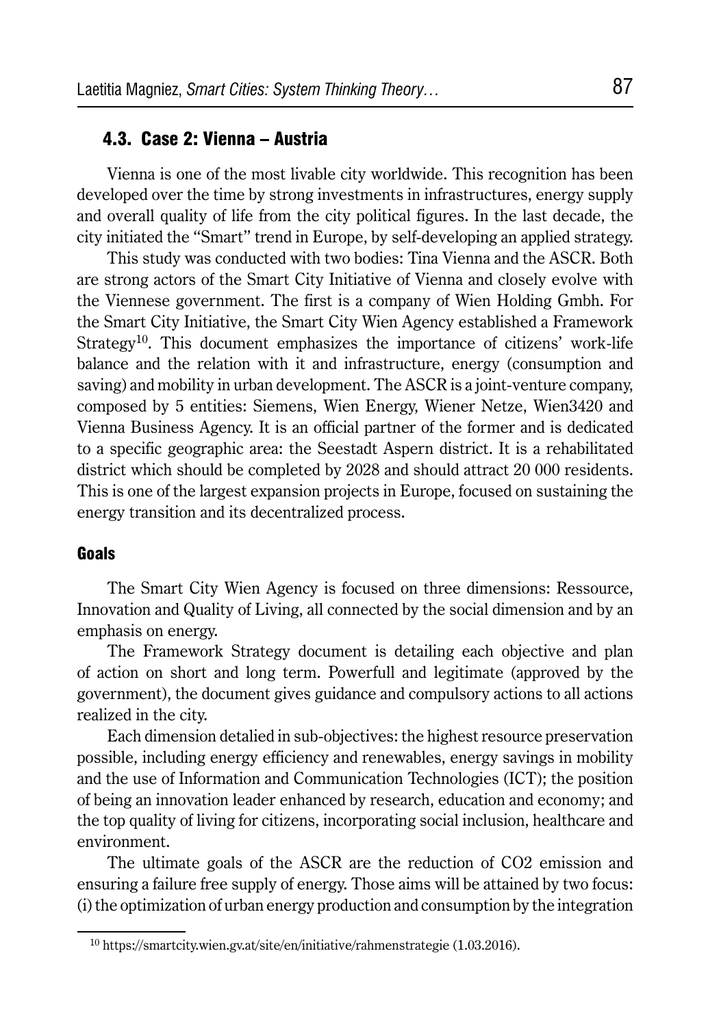### 4.3. Case 2: Vienna – Austria

Vienna is one of the most livable city worldwide. This recognition has been developed over the time by strong investments in infrastructures, energy supply and overall quality of life from the city political figures. In the last decade, the city initiated the "Smart" trend in Europe, by self-developing an applied strategy.

This study was conducted with two bodies: Tina Vienna and the ASCR. Both are strong actors of the Smart City Initiative of Vienna and closely evolve with the Viennese government. The first is a company of Wien Holding Gmbh. For the Smart City Initiative, the Smart City Wien Agency established a Framework Strategy[10]. This document emphasizes the importance of citizens' work-life balance and the relation with it and infrastructure, energy (consumption and saving) and mobility in urban development. The ASCR is a joint-venture company, composed by 5 entities: Siemens, Wien Energy, Wiener Netze, Wien3420 and Vienna Business Agency. It is an official partner of the former and is dedicated to a specific geographic area: the Seestadt Aspern district. It is a rehabilitated district which should be completed by 2028 and should attract 20 000 residents. This is one of the largest expansion projects in Europe, focused on sustaining the energy transition and its decentralized process.

#### Goals

The Smart City Wien Agency is focused on three dimensions: Ressource, Innovation and Quality of Living, all connected by the social dimension and by an emphasis on energy.

The Framework Strategy document is detailing each objective and plan of action on short and long term. Powerfull and legitimate (approved by the government), the document gives guidance and compulsory actions to all actions realized in the city.

Each dimension detalied in sub-objectives: the highest resource preservation possible, including energy efficiency and renewables, energy savings in mobility and the use of Information and Communication Technologies (ICT); the position of being an innovation leader enhanced by research, education and economy; and the top quality of living for citizens, incorporating social inclusion, healthcare and environment.

The ultimate goals of the ASCR are the reduction of $CO_2$ emission and ensuring a failure free supply of energy. Those aims will be attained by two focus: (i) the optimization of urban energy production and consumption by the integration

[10] https://smartcity.wien.gv.at/site/en/initiative/rahmenstrategie (1.03.2016).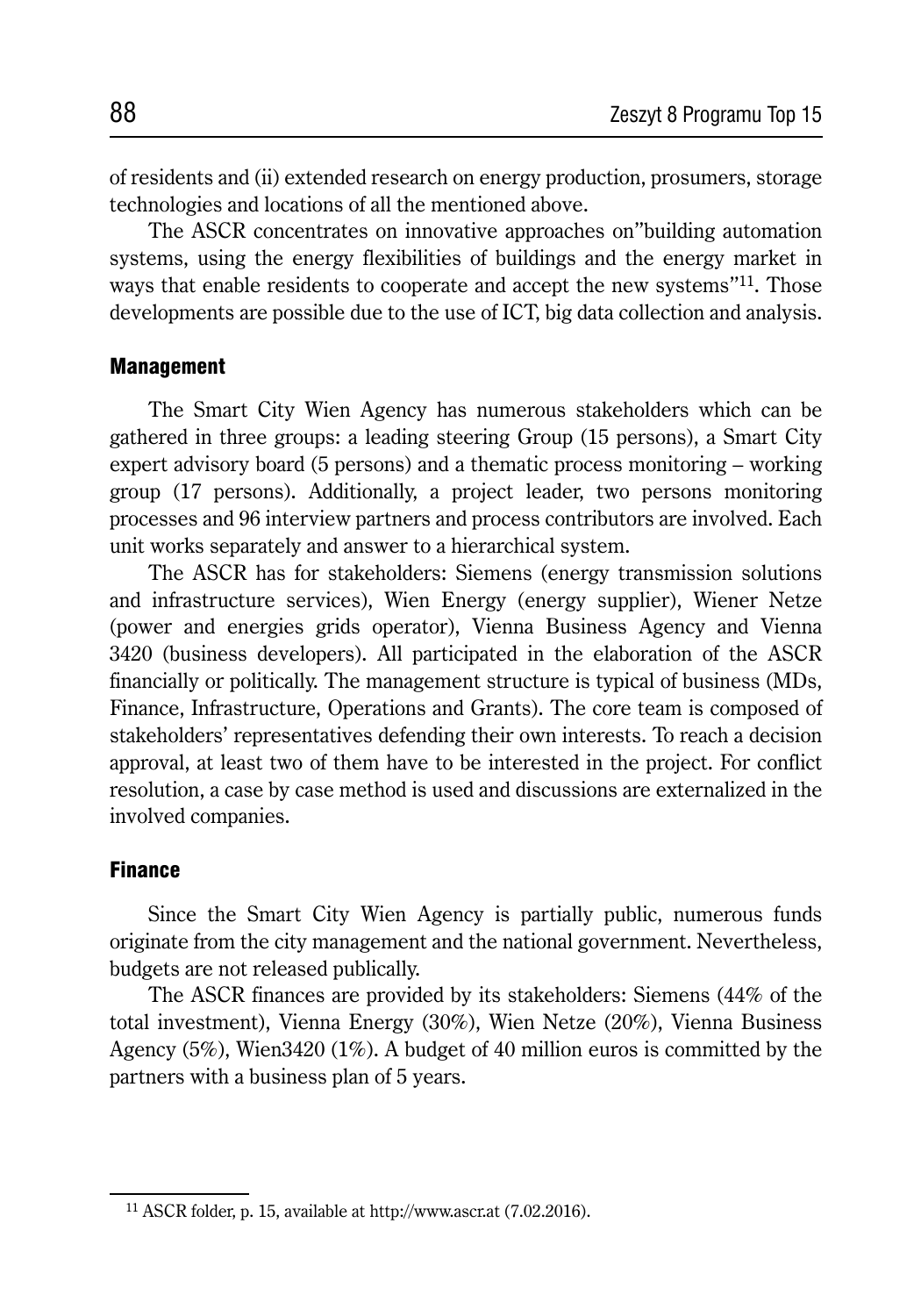of residents and (ii) extended research on energy production, prosumers, storage technologies and locations of all the mentioned above.

The ASCR concentrates on innovative approaches on"building automation systems, using the energy flexibilities of buildings and the energy market in ways that enable residents to cooperate and accept the new systems"[11]. Those developments are possible due to the use of ICT, big data collection and analysis.

## Management

The Smart City Wien Agency has numerous stakeholders which can be gathered in three groups: a leading steering Group (15 persons), a Smart City expert advisory board (5 persons) and a thematic process monitoring – working group (17 persons). Additionally, a project leader, two persons monitoring processes and 96 interview partners and process contributors are involved. Each unit works separately and answer to a hierarchical system.

The ASCR has for stakeholders: Siemens (energy transmission solutions and infrastructure services), Wien Energy (energy supplier), Wiener Netze (power and energies grids operator), Vienna Business Agency and Vienna 3420 (business developers). All participated in the elaboration of the ASCR financially or politically. The management structure is typical of business (MDs, Finance, Infrastructure, Operations and Grants). The core team is composed of stakeholders' representatives defending their own interests. To reach a decision approval, at least two of them have to be interested in the project. For conflict resolution, a case by case method is used and discussions are externalized in the involved companies.

## Finance

Since the Smart City Wien Agency is partially public, numerous funds originate from the city management and the national government. Nevertheless, budgets are not released publically.

The ASCR finances are provided by its stakeholders: Siemens (44% of the total investment), Vienna Energy (30%), Wien Netze (20%), Vienna Business Agency (5%), Wien3420 (1%). A budget of 40 million euros is committed by the partners with a business plan of 5 years.

[11] ASCR folder, p. 15, available at http://www.ascr.at (7.02.2016).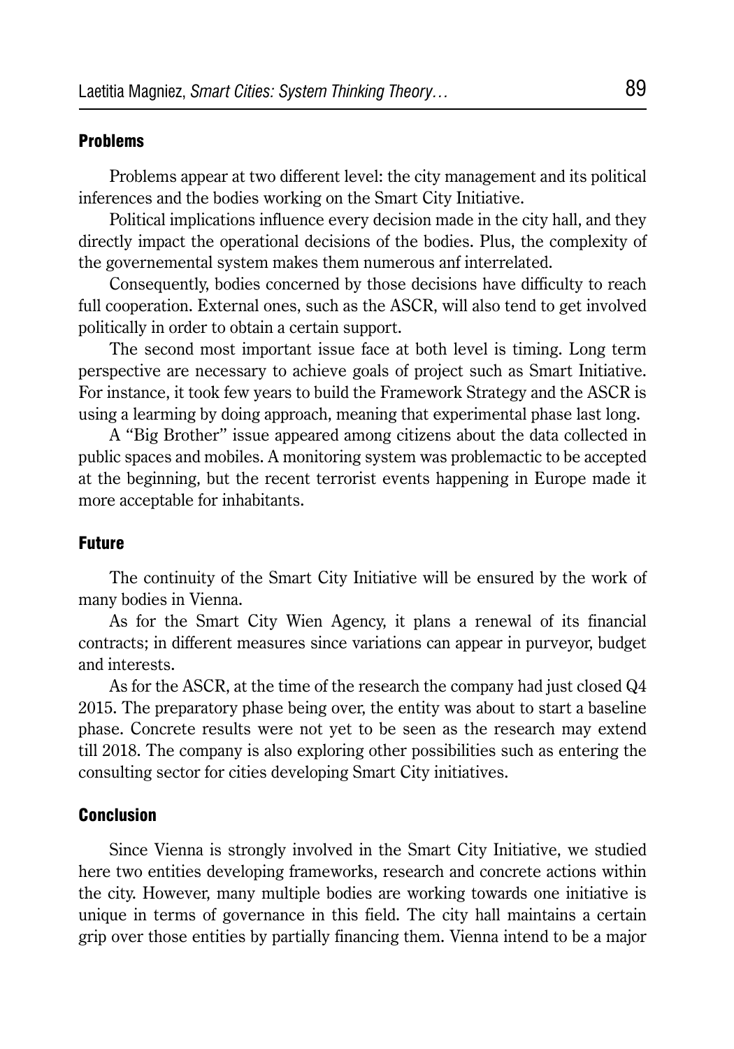### Problems

Problems appear at two different level: the city management and its political inferences and the bodies working on the Smart City Initiative.

Political implications influence every decision made in the city hall, and they directly impact the operational decisions of the bodies. Plus, the complexity of the governemental system makes them numerous anf interrelated.

Consequently, bodies concerned by those decisions have difficulty to reach full cooperation. External ones, such as the ASCR, will also tend to get involved politically in order to obtain a certain support.

The second most important issue face at both level is timing. Long term perspective are necessary to achieve goals of project such as Smart Initiative. For instance, it took few years to build the Framework Strategy and the ASCR is using a learming by doing approach, meaning that experimental phase last long.

A "Big Brother" issue appeared among citizens about the data collected in public spaces and mobiles. A monitoring system was problemactic to be accepted at the beginning, but the recent terrorist events happening in Europe made it more acceptable for inhabitants.

### Future

The continuity of the Smart City Initiative will be ensured by the work of many bodies in Vienna.

As for the Smart City Wien Agency, it plans a renewal of its financial contracts; in different measures since variations can appear in purveyor, budget and interests.

As for the ASCR, at the time of the research the company had just closed Q4 2015. The preparatory phase being over, the entity was about to start a baseline phase. Concrete results were not yet to be seen as the research may extend till 2018. The company is also exploring other possibilities such as entering the consulting sector for cities developing Smart City initiatives.

### Conclusion

Since Vienna is strongly involved in the Smart City Initiative, we studied here two entities developing frameworks, research and concrete actions within the city. However, many multiple bodies are working towards one initiative is unique in terms of governance in this field. The city hall maintains a certain grip over those entities by partially financing them. Vienna intend to be a major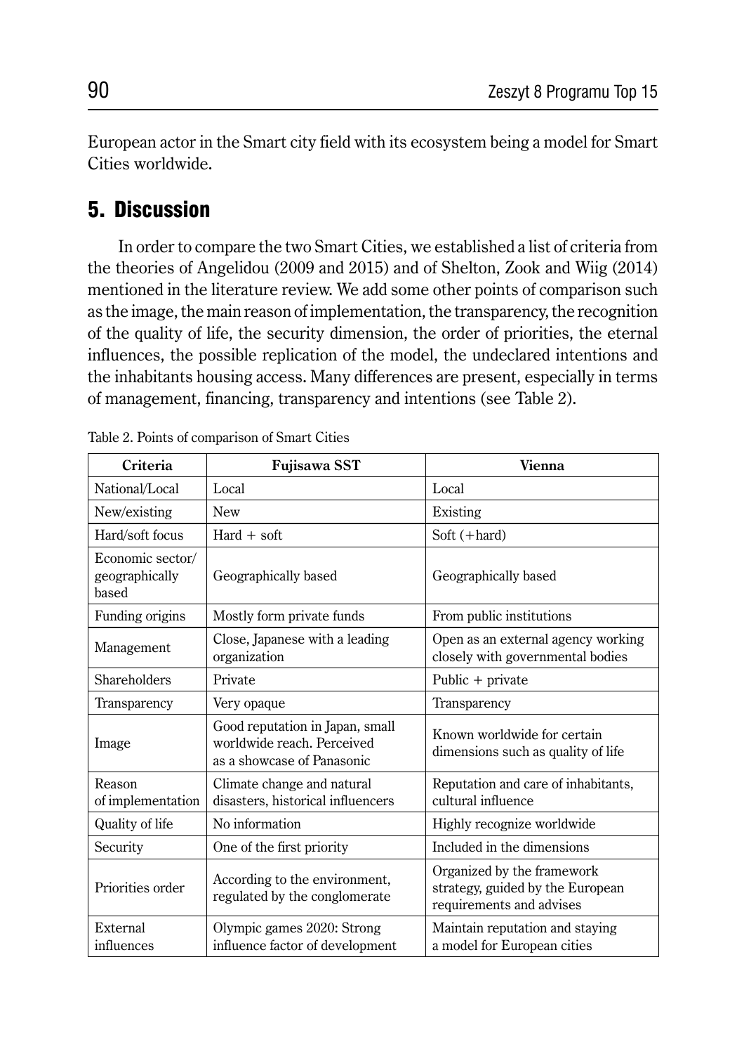European actor in the Smart city field with its ecosystem being a model for Smart Cities worldwide.

## 5. Discussion

In order to compare the two Smart Cities, we established a list of criteria from the theories of Angelidou (2009 and 2015) and of Shelton, Zook and Wiig (2014) mentioned in the literature review. We add some other points of comparison such as the image, the main reason of implementation, the transparency, the recognition of the quality of life, the security dimension, the order of priorities, the eternal influences, the possible replication of the model, the undeclared intentions and the inhabitants housing access. Many differences are present, especially in terms of management, financing, transparency and intentions (see Table 2).

Table 2. Points of comparison of Smart Cities

| Criteria | Fujisawa SST | Vienna |
|---|---|---|
| National/Local | Local | Local |
| New/existing | New | Existing |
| Hard/soft focus | Hard + soft | Soft (+hard) |
| Economic sector/ geographically based | Geographically based | Geographically based |
| Funding origins | Mostly form private funds | From public institutions |
| Management | Close, Japanese with a leading organization | Open as an external agency working closely with governmental bodies |
| Shareholders | Private | Public + private |
| Transparency | Very opaque | Transparency |
| Image | Good reputation in Japan, small worldwide reach. Perceived as a showcase of Panasonic | Known worldwide for certain dimensions such as quality of life |
| Reason of implementation | Climate change and natural disasters, historical influencers | Reputation and care of inhabitants, cultural influence |
| Quality of life | No information | Highly recognize worldwide |
| Security | One of the first priority | Included in the dimensions |
| Priorities order | According to the environment, regulated by the conglomerate | Organized by the framework strategy, guided by the European requirements and advises |
| External influences | Olympic games 2020: Strong influence factor of development | Maintain reputation and staying a model for European cities |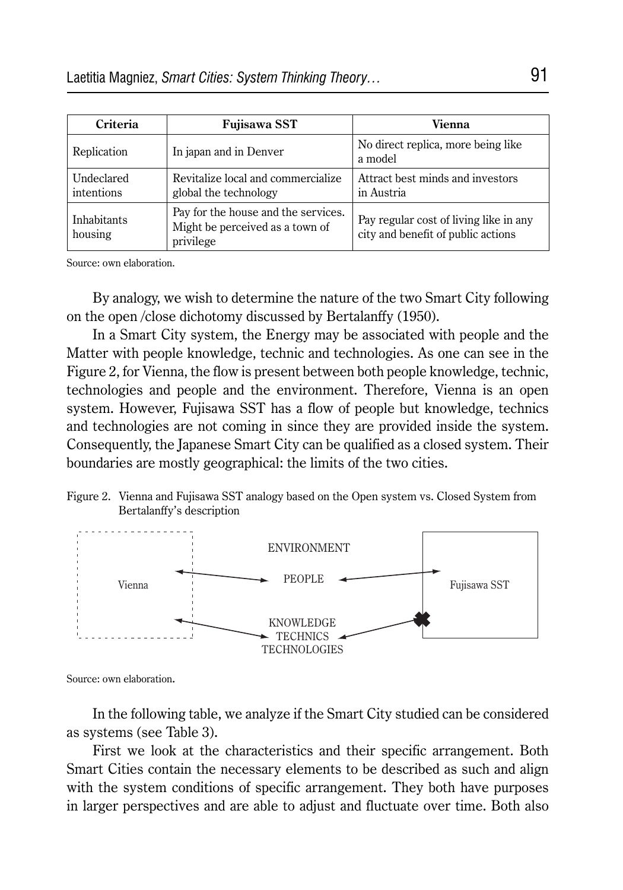| Criteria | Fujisawa SST | Vienna |
|---|---|---|
| Replication | In japan and in Denver | No direct replica, more being like a model |
| Undeclared intentions | Revitalize local and commercialize global the technology | Attract best minds and investors in Austria |
| Inhabitants housing | Pay for the house and the services. Might be perceived as a town of privilege | Pay regular cost of living like in any city and benefit of public actions |

Source: own elaboration.

By analogy, we wish to determine the nature of the two Smart City following on the open /close dichotomy discussed by Bertalanffy (1950).

In a Smart City system, the Energy may be associated with people and the Matter with people knowledge, technic and technologies. As one can see in the Figure 2, for Vienna, the flow is present between both people knowledge, technic, technologies and people and the environment. Therefore, Vienna is an open system. However, Fujisawa SST has a flow of people but knowledge, technics and technologies are not coming in since they are provided inside the system. Consequently, the Japanese Smart City can be qualified as a closed system. Their boundaries are mostly geographical: the limits of the two cities.

Figure 2. Vienna and Fujisawa SST analogy based on the Open system vs. Closed System from Bertalanffy's description

Source: own elaboration.

In the following table, we analyze if the Smart City studied can be considered as systems (see Table 3).

First we look at the characteristics and their specific arrangement. Both Smart Cities contain the necessary elements to be described as such and align with the system conditions of specific arrangement. They both have purposes in larger perspectives and are able to adjust and fluctuate over time. Both also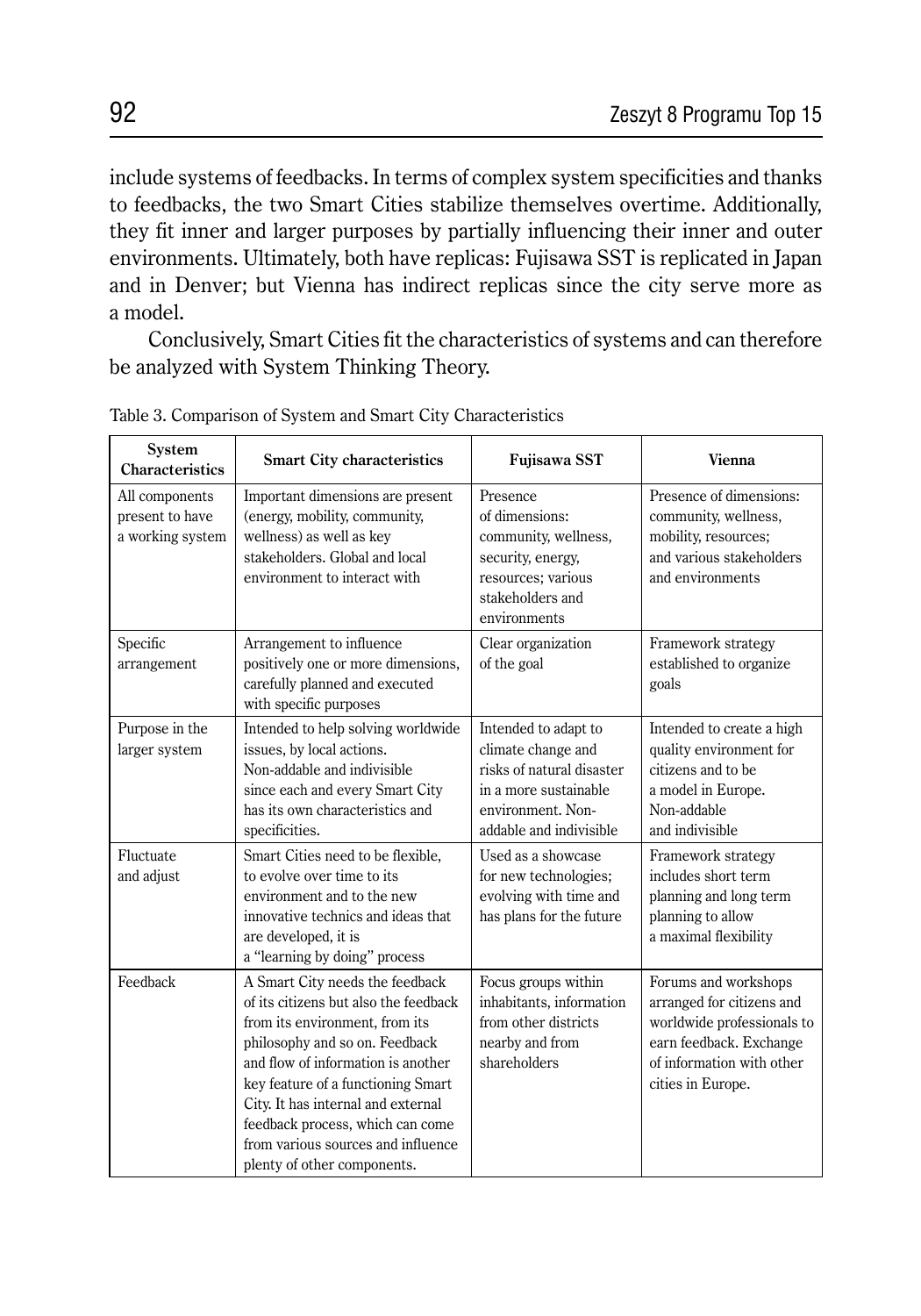include systems of feedbacks. In terms of complex system specificities and thanks to feedbacks, the two Smart Cities stabilize themselves overtime. Additionally, they fit inner and larger purposes by partially influencing their inner and outer environments. Ultimately, both have replicas: Fujisawa SST is replicated in Japan and in Denver; but Vienna has indirect replicas since the city serve more as a model.

Conclusively, Smart Cities fit the characteristics of systems and can therefore be analyzed with System Thinking Theory.

Table 3. Comparison of System and Smart City Characteristics

| System Characteristics | Smart City characteristics | Fujisawa SST | Vienna |
|---|---|---|---|
| All components present to have a working system | Important dimensions are present (energy, mobility, community, wellness) as well as key stakeholders. Global and local environment to interact with | Presence of dimensions: community, wellness, security, energy, resources; various stakeholders and environments | Presence of dimensions: community, wellness, mobility, resources; and various stakeholders and environments |
| Specific arrangement | Arrangement to influence positively one or more dimensions, carefully planned and executed with specific purposes | Clear organization of the goal | Framework strategy established to organize goals |
| Purpose in the larger system | Intended to help solving worldwide issues, by local actions. Non-addable and indivisible since each and every Smart City has its own characteristics and specificities. | Intended to adapt to climate change and risks of natural disaster in a more sustainable environment. Non-addable and indivisible | Intended to create a high quality environment for citizens and to be a model in Europe. Non-addable and indivisible |
| Fluctuate and adjust | Smart Cities need to be flexible, to evolve over time to its environment and to the new innovative technics and ideas that are developed, it is a "learning by doing" process | Used as a showcase for new technologies; evolving with time and has plans for the future | Framework strategy includes short term planning and long term planning to allow a maximal flexibility |
| Feedback | A Smart City needs the feedback of its citizens but also the feedback from its environment, from its philosophy and so on. Feedback and flow of information is another key feature of a functioning Smart City. It has internal and external feedback process, which can come from various sources and influence plenty of other components. | Focus groups within inhabitants, information from other districts nearby and from shareholders | Forums and workshops arranged for citizens and worldwide professionals to earn feedback. Exchange of information with other cities in Europe. |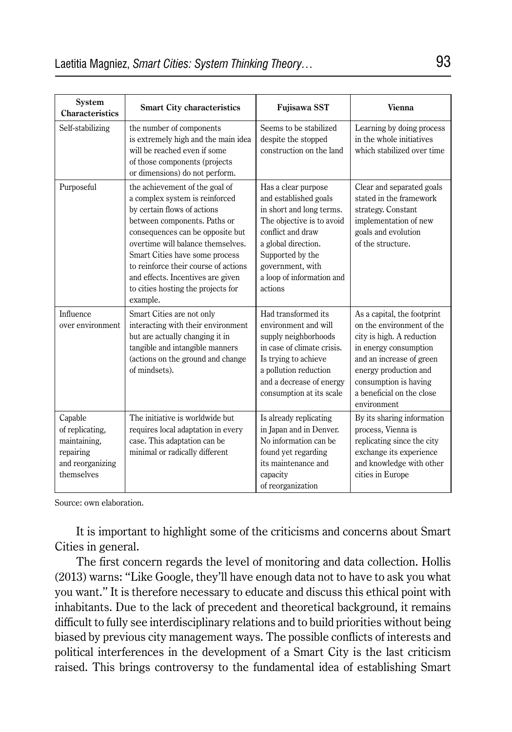| System Characteristics | Smart City characteristics | Fujisawa SST | Vienna |
|---|---|---|---|
| Self-stabilizing | the number of components is extremely high and the main idea will be reached even if some of those components (projects or dimensions) do not perform. | Seems to be stabilized despite the stopped construction on the land | Learning by doing process in the whole initiatives which stabilized over time |
| Purposeful | the achievement of the goal of a complex system is reinforced by certain flows of actions between components. Paths or consequences can be opposite but overtime will balance themselves. Smart Cities have some process to reinforce their course of actions and effects. Incentives are given to cities hosting the projects for example. | Has a clear purpose and established goals in short and long terms. The objective is to avoid conflict and draw a global direction. Supported by the government, with a loop of information and actions | Clear and separated goals stated in the framework strategy. Constant implementation of new goals and evolution of the structure. |
| Influence over environment | Smart Cities are not only interacting with their environment but are actually changing it in tangible and intangible manners (actions on the ground and change of mindsets). | Had transformed its environment and will supply neighborhoods in case of climate crisis. Is trying to achieve a pollution reduction and a decrease of energy consumption at its scale | As a capital, the footprint on the environment of the city is high. A reduction in energy consumption and an increase of green energy production and consumption is having a beneficial on the close environment |
| Capable of replicating, maintaining, repairing and reorganizing themselves | The initiative is worldwide but requires local adaptation in every case. This adaptation can be minimal or radically different | Is already replicating in Japan and in Denver. No information can be found yet regarding its maintenance and capacity of reorganization | By its sharing information process, Vienna is replicating since the city exchange its experience and knowledge with other cities in Europe |

Source: own elaboration.

It is important to highlight some of the criticisms and concerns about Smart Cities in general.

The first concern regards the level of monitoring and data collection. Hollis (2013) warns: "Like Google, they'll have enough data not to have to ask you what you want." It is therefore necessary to educate and discuss this ethical point with inhabitants. Due to the lack of precedent and theoretical background, it remains difficult to fully see interdisciplinary relations and to build priorities without being biased by previous city management ways. The possible conflicts of interests and political interferences in the development of a Smart City is the last criticism raised. This brings controversy to the fundamental idea of establishing Smart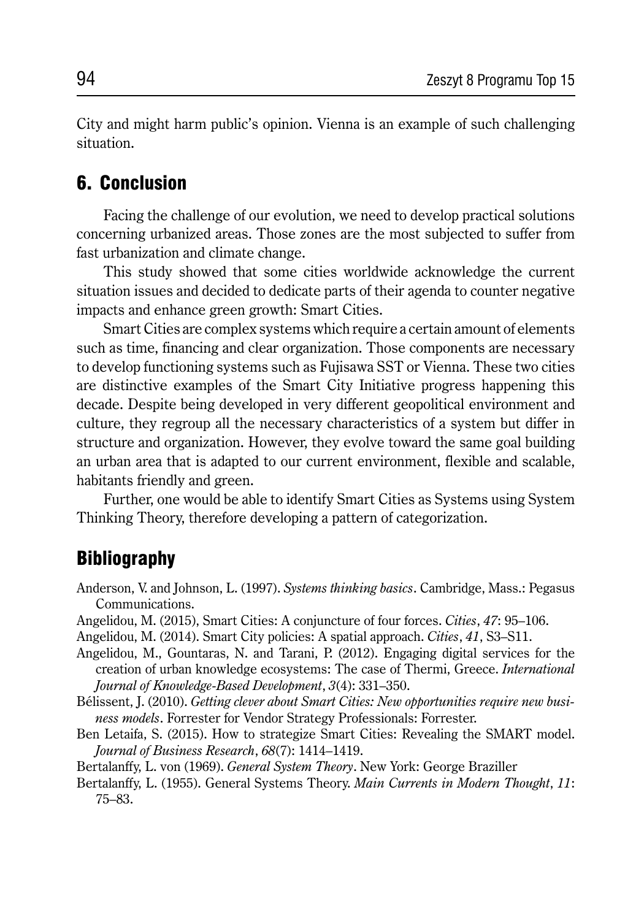City and might harm public's opinion. Vienna is an example of such challenging situation.

## 6. Conclusion

Facing the challenge of our evolution, we need to develop practical solutions concerning urbanized areas. Those zones are the most subjected to suffer from fast urbanization and climate change.

This study showed that some cities worldwide acknowledge the current situation issues and decided to dedicate parts of their agenda to counter negative impacts and enhance green growth: Smart Cities.

Smart Cities are complex systems which require a certain amount of elements such as time, financing and clear organization. Those components are necessary to develop functioning systems such as Fujisawa SST or Vienna. These two cities are distinctive examples of the Smart City Initiative progress happening this decade. Despite being developed in very different geopolitical environment and culture, they regroup all the necessary characteristics of a system but differ in structure and organization. However, they evolve toward the same goal building an urban area that is adapted to our current environment, flexible and scalable, habitants friendly and green.

Further, one would be able to identify Smart Cities as Systems using System Thinking Theory, therefore developing a pattern of categorization.

## Bibliography

Anderson, V. and Johnson, L. (1997). *Systems thinking basics*. Cambridge, Mass.: Pegasus Communications.

Angelidou, M. (2015), Smart Cities: A conjuncture of four forces. *Cities*, *47*: 95–106.

Angelidou, M. (2014). Smart City policies: A spatial approach. *Cities*, *41*, S3–S11.

Angelidou, M., Gountaras, N. and Tarani, P. (2012). Engaging digital services for the creation of urban knowledge ecosystems: The case of Thermi, Greece. *International Journal of Knowledge-Based Development*, *3*(4): 331–350.

Bélissent, J. (2010). *Getting clever about Smart Cities: New opportunities require new business models*. Forrester for Vendor Strategy Professionals: Forrester.

Ben Letaifa, S. (2015). How to strategize Smart Cities: Revealing the SMART model. *Journal of Business Research*, *68*(7): 1414–1419.

Bertalanffy, L. von (1969). *General System Theory*. New York: George Braziller

Bertalanffy, L. (1955). General Systems Theory. *Main Currents in Modern Thought*, *11*: 75–83.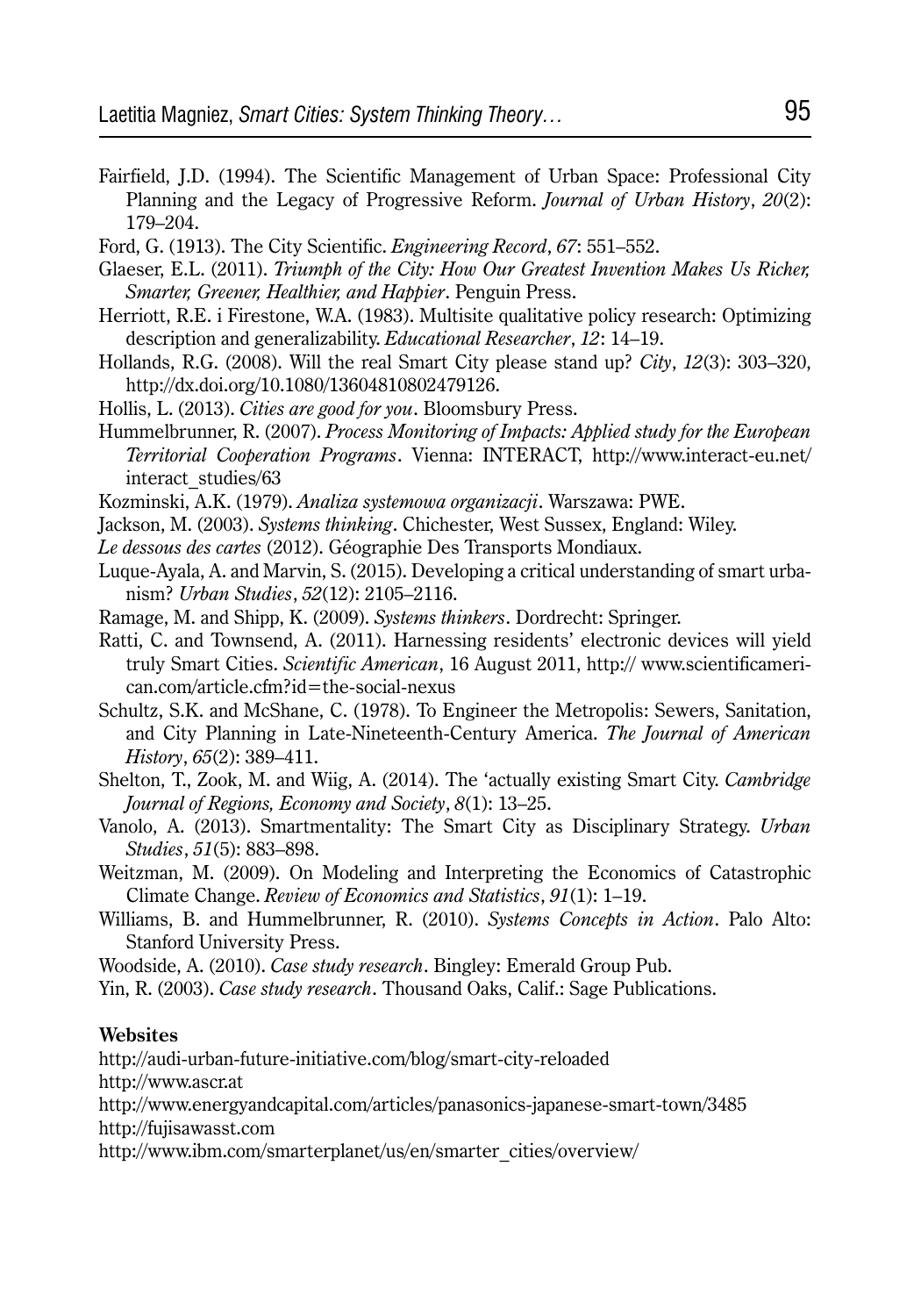Fairfield, J.D. (1994). The Scientific Management of Urban Space: Professional City Planning and the Legacy of Progressive Reform. *Journal of Urban History*, *20*(2): 179–204.

Ford, G. (1913). The City Scientific. *Engineering Record*, *67*: 551–552.

Glaeser, E.L. (2011). *Triumph of the City: How Our Greatest Invention Makes Us Richer, Smarter, Greener, Healthier, and Happier*. Penguin Press.

Herriott, R.E. i Firestone, W.A. (1983). Multisite qualitative policy research: Optimizing description and generalizability. *Educational Researcher*, *12*: 14–19.

Hollands, R.G. (2008). Will the real Smart City please stand up? *City*, *12*(3): 303–320, http://dx.doi.org/10.1080/13604810802479126.

Hollis, L. (2013). *Cities are good for you*. Bloomsbury Press.

Hummelbrunner, R. (2007). *Process Monitoring of Impacts: Applied study for the European Territorial Cooperation Programs*. Vienna: INTERACT, http://www.interact-eu.net/interact_studies/63

Kozminski, A.K. (1979). *Analiza systemowa organizacji*. Warszawa: PWE.

Jackson, M. (2003). *Systems thinking*. Chichester, West Sussex, England: Wiley.

*Le dessous des cartes* (2012). Géographie Des Transports Mondiaux.

Luque-Ayala, A. and Marvin, S. (2015). Developing a critical understanding of smart urbanism? *Urban Studies*, *52*(12): 2105–2116.

Ramage, M. and Shipp, K. (2009). *Systems thinkers*. Dordrecht: Springer.

Ratti, C. and Townsend, A. (2011). Harnessing residents' electronic devices will yield truly Smart Cities. *Scientific American*, 16 August 2011, http:// www.scientificamerican.com/article.cfm?id=the-social-nexus

Schultz, S.K. and McShane, C. (1978). To Engineer the Metropolis: Sewers, Sanitation, and City Planning in Late-Nineteenth-Century America. *The Journal of American History*, *65*(2): 389–411.

Shelton, T., Zook, M. and Wiig, A. (2014). The 'actually existing Smart City. *Cambridge Journal of Regions, Economy and Society*, *8*(1): 13–25.

Vanolo, A. (2013). Smartmentality: The Smart City as Disciplinary Strategy. *Urban Studies*, *51*(5): 883–898.

Weitzman, M. (2009). On Modeling and Interpreting the Economics of Catastrophic Climate Change. *Review of Economics and Statistics*, *91*(1): 1–19.

Williams, B. and Hummelbrunner, R. (2010). *Systems Concepts in Action*. Palo Alto: Stanford University Press.

Woodside, A. (2010). *Case study research*. Bingley: Emerald Group Pub.

Yin, R. (2003). *Case study research*. Thousand Oaks, Calif.: Sage Publications.

**Websites**

http://audi-urban-future-initiative.com/blog/smart-city-reloaded

http://www.ascr.at

http://www.energyandcapital.com/articles/panasonics-japanese-smart-town/3485

http://fujisawasst.com

http://www.ibm.com/smarterplanet/us/en/smarter_cities/overview/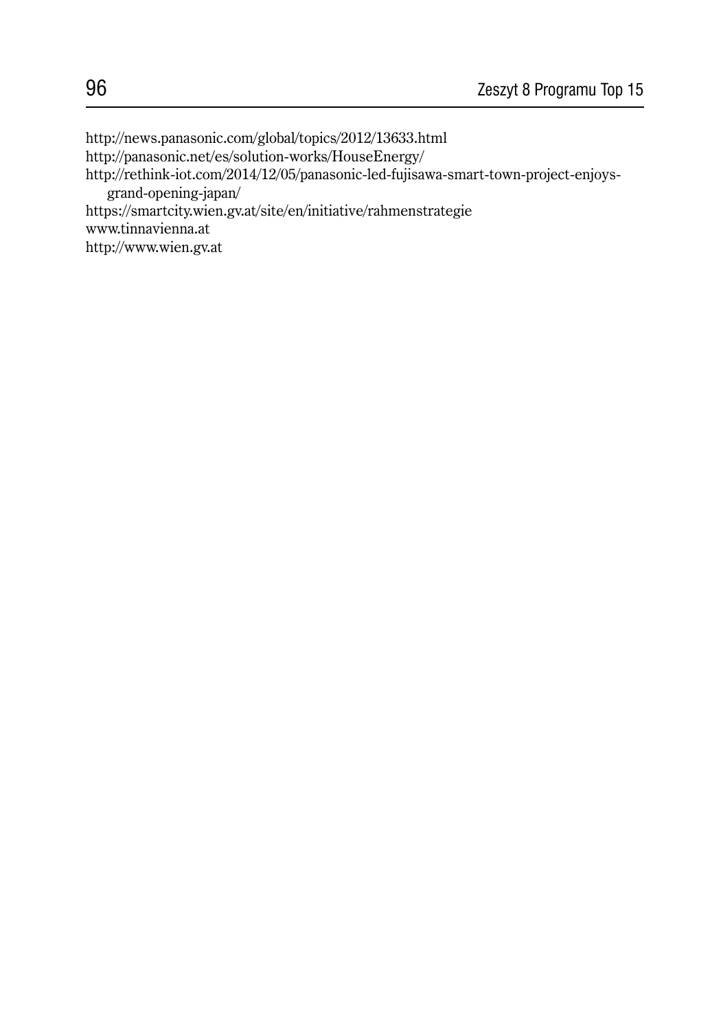http://news.panasonic.com/global/topics/2012/13633.html
http://panasonic.net/es/solution-works/HouseEnergy/
http://rethink-iot.com/2014/12/05/panasonic-led-fujisawa-smart-town-project-enjoys-grand-opening-japan/
https://smartcity.wien.gv.at/site/en/initiative/rahmenstrategie
www.tinnavienna.at
http://www.wien.gv.at